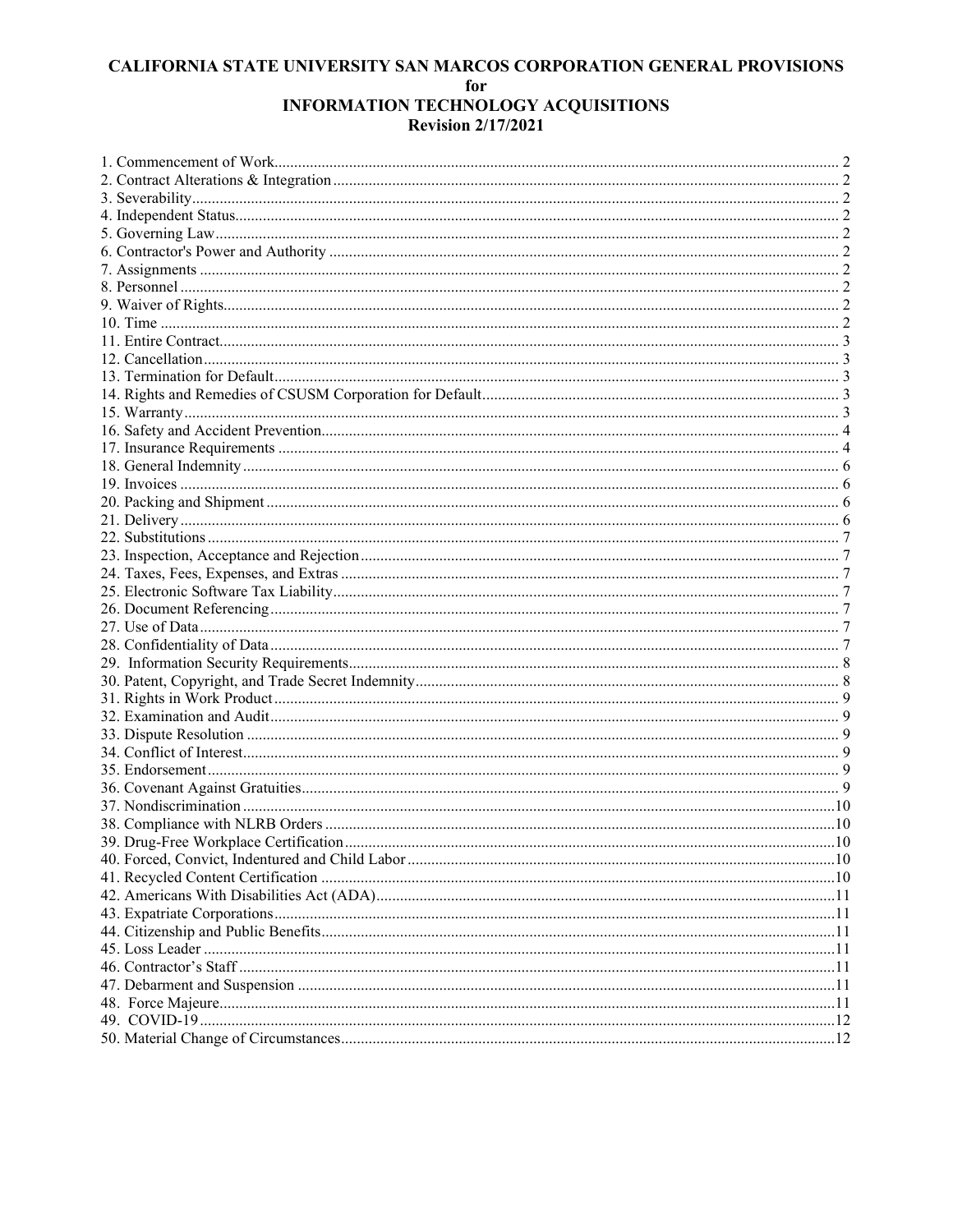# CALIFORNIA STATE UNIVERSITY SAN MARCOS CORPORATION GENERAL PROVISIONS for INFORMATION TECHNOLOGY ACQUISITIONS

**Revision 2/17/2021**

1. Commencement of Work ..... 2
2. Contract Alterations & Integration ..... 2
3. Severability ..... 2
4. Independent Status ..... 2
5. Governing Law ..... 2
6. Contractor's Power and Authority ..... 2
7. Assignments ..... 2
8. Personnel ..... 2
9. Waiver of Rights ..... 2
10. Time ..... 2
11. Entire Contract ..... 3
12. Cancellation ..... 3
13. Termination for Default ..... 3
14. Rights and Remedies of CSUSM Corporation for Default ..... 3
15. Warranty ..... 3
16. Safety and Accident Prevention ..... 4
17. Insurance Requirements ..... 4
18. General Indemnity ..... 6
19. Invoices ..... 6
20. Packing and Shipment ..... 6
21. Delivery ..... 6
22. Substitutions ..... 7
23. Inspection, Acceptance and Rejection ..... 7
24. Taxes, Fees, Expenses, and Extras ..... 7
25. Electronic Software Tax Liability ..... 7
26. Document Referencing ..... 7
27. Use of Data ..... 7
28. Confidentiality of Data ..... 7
29. Information Security Requirements ..... 8
30. Patent, Copyright, and Trade Secret Indemnity ..... 8
31. Rights in Work Product ..... 9
32. Examination and Audit ..... 9
33. Dispute Resolution ..... 9
34. Conflict of Interest ..... 9
35. Endorsement ..... 9
36. Covenant Against Gratuities ..... 9
37. Nondiscrimination ..... 10
38. Compliance with NLRB Orders ..... 10
39. Drug-Free Workplace Certification ..... 10
40. Forced, Convict, Indentured and Child Labor ..... 10
41. Recycled Content Certification ..... 10
42. Americans With Disabilities Act (ADA) ..... 11
43. Expatriate Corporations ..... 11
44. Citizenship and Public Benefits ..... 11
45. Loss Leader ..... 11
46. Contractor's Staff ..... 11
47. Debarment and Suspension ..... 11
48. Force Majeure ..... 11
49. COVID-19 ..... 12
50. Material Change of Circumstances ..... 12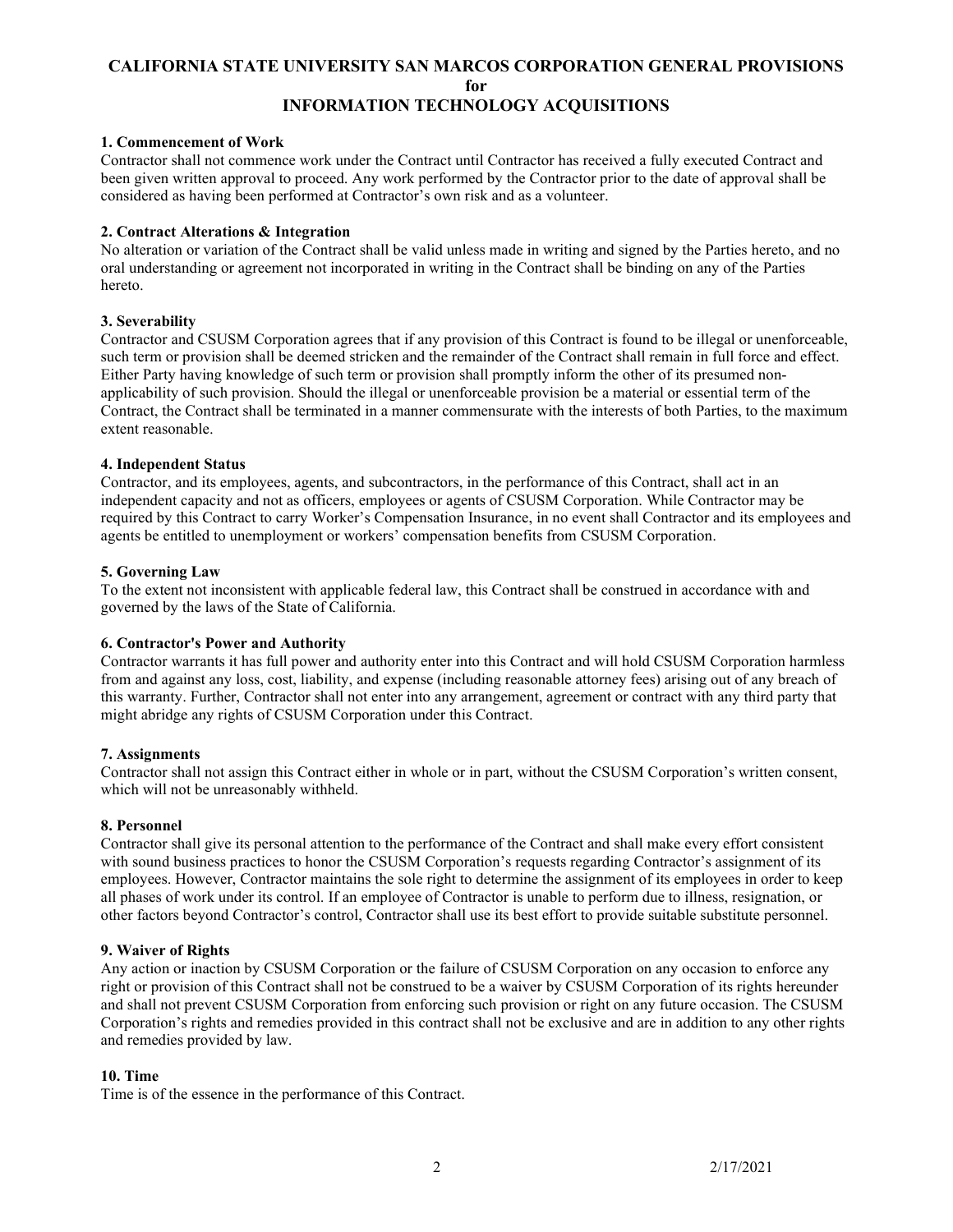# CALIFORNIA STATE UNIVERSITY SAN MARCOS CORPORATION GENERAL PROVISIONS for INFORMATION TECHNOLOGY ACQUISITIONS

**1. Commencement of Work**
Contractor shall not commence work under the Contract until Contractor has received a fully executed Contract and been given written approval to proceed. Any work performed by the Contractor prior to the date of approval shall be considered as having been performed at Contractor's own risk and as a volunteer.

**2. Contract Alterations & Integration**
No alteration or variation of the Contract shall be valid unless made in writing and signed by the Parties hereto, and no oral understanding or agreement not incorporated in writing in the Contract shall be binding on any of the Parties hereto.

**3. Severability**
Contractor and CSUSM Corporation agrees that if any provision of this Contract is found to be illegal or unenforceable, such term or provision shall be deemed stricken and the remainder of the Contract shall remain in full force and effect. Either Party having knowledge of such term or provision shall promptly inform the other of its presumed non-applicability of such provision. Should the illegal or unenforceable provision be a material or essential term of the Contract, the Contract shall be terminated in a manner commensurate with the interests of both Parties, to the maximum extent reasonable.

**4. Independent Status**
Contractor, and its employees, agents, and subcontractors, in the performance of this Contract, shall act in an independent capacity and not as officers, employees or agents of CSUSM Corporation. While Contractor may be required by this Contract to carry Worker's Compensation Insurance, in no event shall Contractor and its employees and agents be entitled to unemployment or workers' compensation benefits from CSUSM Corporation.

**5. Governing Law**
To the extent not inconsistent with applicable federal law, this Contract shall be construed in accordance with and governed by the laws of the State of California.

**6. Contractor's Power and Authority**
Contractor warrants it has full power and authority enter into this Contract and will hold CSUSM Corporation harmless from and against any loss, cost, liability, and expense (including reasonable attorney fees) arising out of any breach of this warranty. Further, Contractor shall not enter into any arrangement, agreement or contract with any third party that might abridge any rights of CSUSM Corporation under this Contract.

**7. Assignments**
Contractor shall not assign this Contract either in whole or in part, without the CSUSM Corporation's written consent, which will not be unreasonably withheld.

**8. Personnel**
Contractor shall give its personal attention to the performance of the Contract and shall make every effort consistent with sound business practices to honor the CSUSM Corporation's requests regarding Contractor's assignment of its employees. However, Contractor maintains the sole right to determine the assignment of its employees in order to keep all phases of work under its control. If an employee of Contractor is unable to perform due to illness, resignation, or other factors beyond Contractor's control, Contractor shall use its best effort to provide suitable substitute personnel.

**9. Waiver of Rights**
Any action or inaction by CSUSM Corporation or the failure of CSUSM Corporation on any occasion to enforce any right or provision of this Contract shall not be construed to be a waiver by CSUSM Corporation of its rights hereunder and shall not prevent CSUSM Corporation from enforcing such provision or right on any future occasion. The CSUSM Corporation's rights and remedies provided in this contract shall not be exclusive and are in addition to any other rights and remedies provided by law.

**10. Time**
Time is of the essence in the performance of this Contract.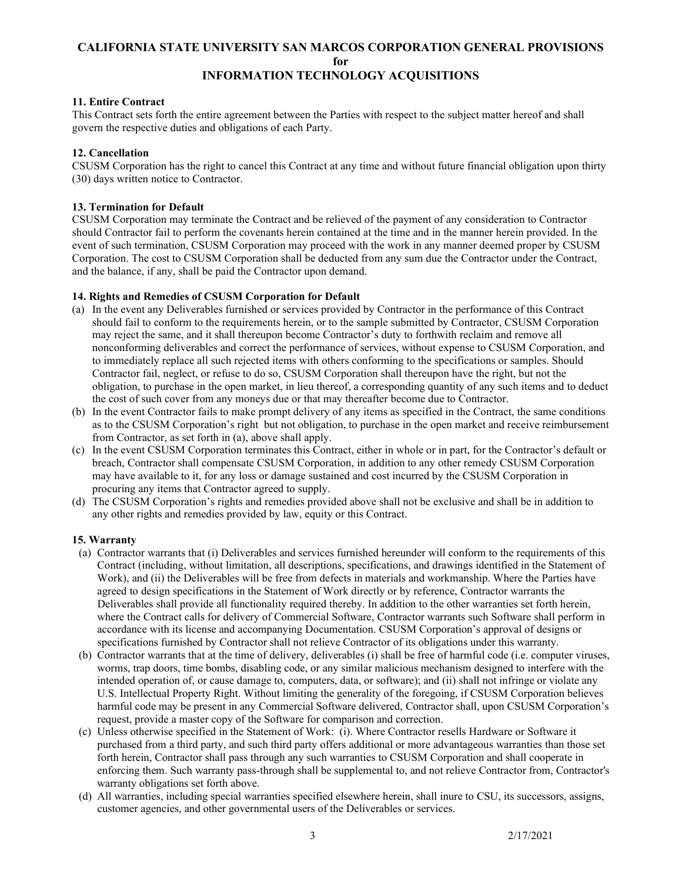**11. Entire Contract**

This Contract sets forth the entire agreement between the Parties with respect to the subject matter hereof and shall govern the respective duties and obligations of each Party.

**12. Cancellation**

CSUSM Corporation has the right to cancel this Contract at any time and without future financial obligation upon thirty (30) days written notice to Contractor.

**13. Termination for Default**

CSUSM Corporation may terminate the Contract and be relieved of the payment of any consideration to Contractor should Contractor fail to perform the covenants herein contained at the time and in the manner herein provided. In the event of such termination, CSUSM Corporation may proceed with the work in any manner deemed proper by CSUSM Corporation. The cost to CSUSM Corporation shall be deducted from any sum due the Contractor under the Contract, and the balance, if any, shall be paid the Contractor upon demand.

**14. Rights and Remedies of CSUSM Corporation for Default**

(a) In the event any Deliverables furnished or services provided by Contractor in the performance of this Contract should fail to conform to the requirements herein, or to the sample submitted by Contractor, CSUSM Corporation may reject the same, and it shall thereupon become Contractor's duty to forthwith reclaim and remove all nonconforming deliverables and correct the performance of services, without expense to CSUSM Corporation, and to immediately replace all such rejected items with others conforming to the specifications or samples. Should Contractor fail, neglect, or refuse to do so, CSUSM Corporation shall thereupon have the right, but not the obligation, to purchase in the open market, in lieu thereof, a corresponding quantity of any such items and to deduct the cost of such cover from any moneys due or that may thereafter become due to Contractor.

(b) In the event Contractor fails to make prompt delivery of any items as specified in the Contract, the same conditions as to the CSUSM Corporation's right but not obligation, to purchase in the open market and receive reimbursement from Contractor, as set forth in (a), above shall apply.

(c) In the event CSUSM Corporation terminates this Contract, either in whole or in part, for the Contractor's default or breach, Contractor shall compensate CSUSM Corporation, in addition to any other remedy CSUSM Corporation may have available to it, for any loss or damage sustained and cost incurred by the CSUSM Corporation in procuring any items that Contractor agreed to supply.

(d) The CSUSM Corporation's rights and remedies provided above shall not be exclusive and shall be in addition to any other rights and remedies provided by law, equity or this Contract.

**15. Warranty**

(a) Contractor warrants that (i) Deliverables and services furnished hereunder will conform to the requirements of this Contract (including, without limitation, all descriptions, specifications, and drawings identified in the Statement of Work), and (ii) the Deliverables will be free from defects in materials and workmanship. Where the Parties have agreed to design specifications in the Statement of Work directly or by reference, Contractor warrants the Deliverables shall provide all functionality required thereby. In addition to the other warranties set forth herein, where the Contract calls for delivery of Commercial Software, Contractor warrants such Software shall perform in accordance with its license and accompanying Documentation. CSUSM Corporation's approval of designs or specifications furnished by Contractor shall not relieve Contractor of its obligations under this warranty.

(b) Contractor warrants that at the time of delivery, deliverables (i) shall be free of harmful code (i.e. computer viruses, worms, trap doors, time bombs, disabling code, or any similar malicious mechanism designed to interfere with the intended operation of, or cause damage to, computers, data, or software); and (ii) shall not infringe or violate any U.S. Intellectual Property Right. Without limiting the generality of the foregoing, if CSUSM Corporation believes harmful code may be present in any Commercial Software delivered, Contractor shall, upon CSUSM Corporation's request, provide a master copy of the Software for comparison and correction.

(c) Unless otherwise specified in the Statement of Work: (i). Where Contractor resells Hardware or Software it purchased from a third party, and such third party offers additional or more advantageous warranties than those set forth herein, Contractor shall pass through any such warranties to CSUSM Corporation and shall cooperate in enforcing them. Such warranty pass-through shall be supplemental to, and not relieve Contractor from, Contractor's warranty obligations set forth above.

(d) All warranties, including special warranties specified elsewhere herein, shall inure to CSU, its successors, assigns, customer agencies, and other governmental users of the Deliverables or services.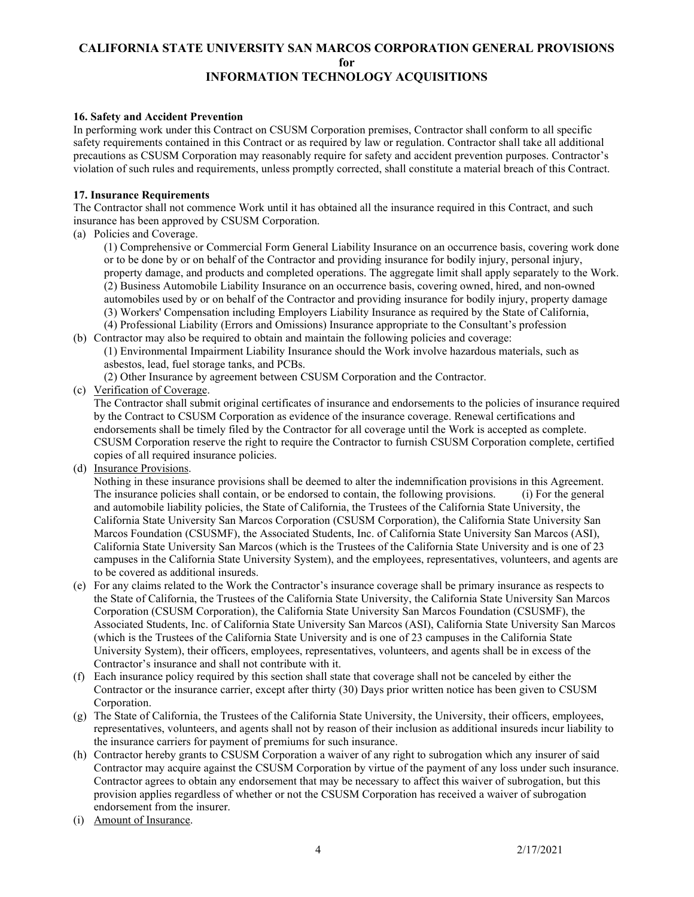### 16. Safety and Accident Prevention

In performing work under this Contract on CSUSM Corporation premises, Contractor shall conform to all specific safety requirements contained in this Contract or as required by law or regulation. Contractor shall take all additional precautions as CSUSM Corporation may reasonably require for safety and accident prevention purposes. Contractor's violation of such rules and requirements, unless promptly corrected, shall constitute a material breach of this Contract.

### 17. Insurance Requirements

The Contractor shall not commence Work until it has obtained all the insurance required in this Contract, and such insurance has been approved by CSUSM Corporation.

(a) Policies and Coverage.

(1) Comprehensive or Commercial Form General Liability Insurance on an occurrence basis, covering work done or to be done by or on behalf of the Contractor and providing insurance for bodily injury, personal injury, property damage, and products and completed operations. The aggregate limit shall apply separately to the Work.
(2) Business Automobile Liability Insurance on an occurrence basis, covering owned, hired, and non-owned automobiles used by or on behalf of the Contractor and providing insurance for bodily injury, property damage
(3) Workers' Compensation including Employers Liability Insurance as required by the State of California,
(4) Professional Liability (Errors and Omissions) Insurance appropriate to the Consultant's profession

(b) Contractor may also be required to obtain and maintain the following policies and coverage:

(1) Environmental Impairment Liability Insurance should the Work involve hazardous materials, such as asbestos, lead, fuel storage tanks, and PCBs.
(2) Other Insurance by agreement between CSUSM Corporation and the Contractor.

(c) Verification of Coverage.

The Contractor shall submit original certificates of insurance and endorsements to the policies of insurance required by the Contract to CSUSM Corporation as evidence of the insurance coverage. Renewal certifications and endorsements shall be timely filed by the Contractor for all coverage until the Work is accepted as complete. CSUSM Corporation reserve the right to require the Contractor to furnish CSUSM Corporation complete, certified copies of all required insurance policies.

(d) Insurance Provisions.

Nothing in these insurance provisions shall be deemed to alter the indemnification provisions in this Agreement. The insurance policies shall contain, or be endorsed to contain, the following provisions. (i) For the general and automobile liability policies, the State of California, the Trustees of the California State University, the California State University San Marcos Corporation (CSUSM Corporation), the California State University San Marcos Foundation (CSUSMF), the Associated Students, Inc. of California State University San Marcos (ASI), California State University San Marcos (which is the Trustees of the California State University and is one of 23 campuses in the California State University System), and the employees, representatives, volunteers, and agents are to be covered as additional insureds.

(e) For any claims related to the Work the Contractor's insurance coverage shall be primary insurance as respects to the State of California, the Trustees of the California State University, the California State University San Marcos Corporation (CSUSM Corporation), the California State University San Marcos Foundation (CSUSMF), the Associated Students, Inc. of California State University San Marcos (ASI), California State University San Marcos (which is the Trustees of the California State University and is one of 23 campuses in the California State University System), their officers, employees, representatives, volunteers, and agents shall be in excess of the Contractor's insurance and shall not contribute with it.

(f) Each insurance policy required by this section shall state that coverage shall not be canceled by either the Contractor or the insurance carrier, except after thirty (30) Days prior written notice has been given to CSUSM Corporation.

(g) The State of California, the Trustees of the California State University, the University, their officers, employees, representatives, volunteers, and agents shall not by reason of their inclusion as additional insureds incur liability to the insurance carriers for payment of premiums for such insurance.

(h) Contractor hereby grants to CSUSM Corporation a waiver of any right to subrogation which any insurer of said Contractor may acquire against the CSUSM Corporation by virtue of the payment of any loss under such insurance. Contractor agrees to obtain any endorsement that may be necessary to affect this waiver of subrogation, but this provision applies regardless of whether or not the CSUSM Corporation has received a waiver of subrogation endorsement from the insurer.

(i) Amount of Insurance.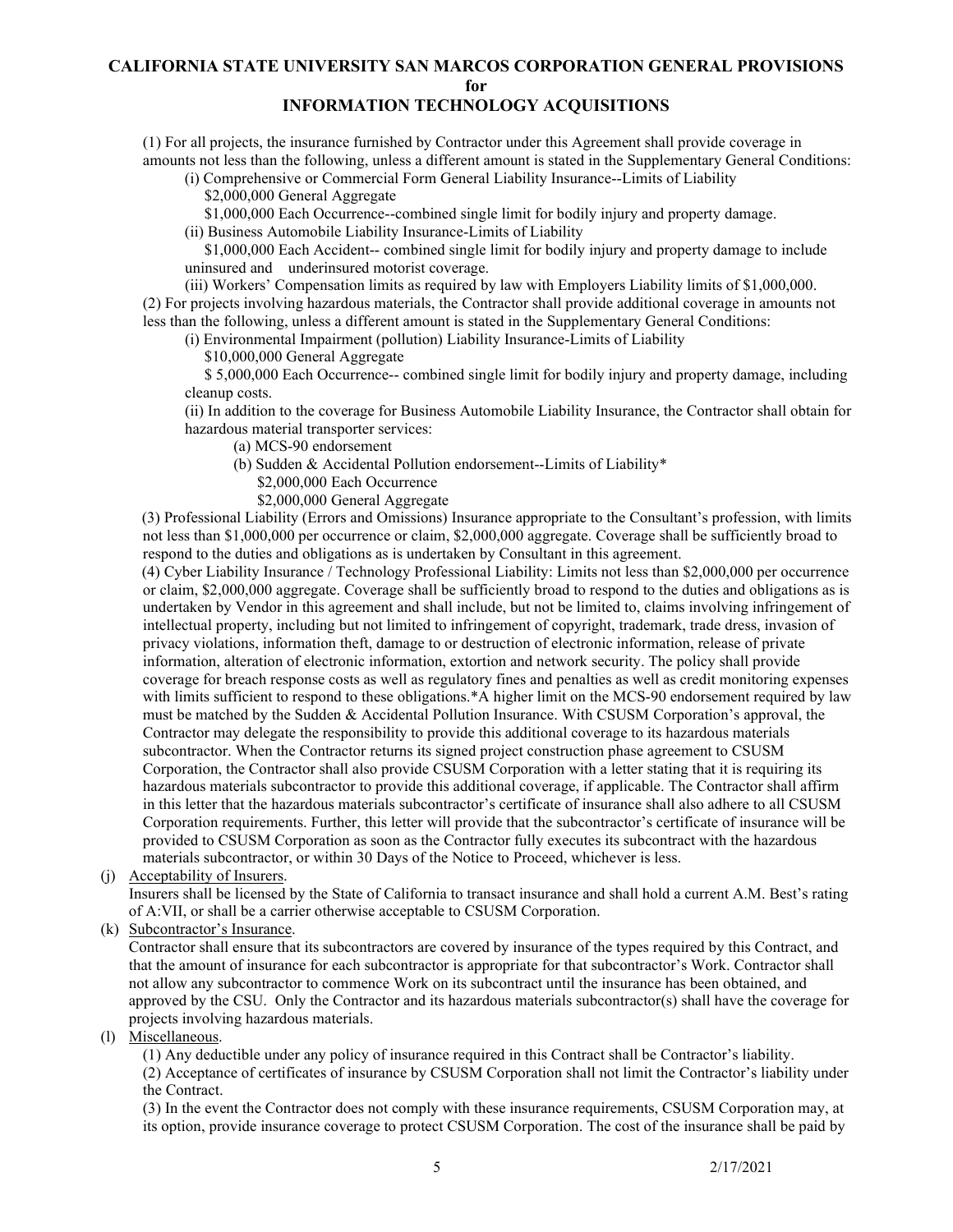(1) For all projects, the insurance furnished by Contractor under this Agreement shall provide coverage in amounts not less than the following, unless a different amount is stated in the Supplementary General Conditions:

(i) Comprehensive or Commercial Form General Liability Insurance--Limits of Liability
$2,000,000 General Aggregate
$1,000,000 Each Occurrence--combined single limit for bodily injury and property damage.

(ii) Business Automobile Liability Insurance-Limits of Liability
$1,000,000 Each Accident-- combined single limit for bodily injury and property damage to include uninsured and underinsured motorist coverage.

(iii) Workers' Compensation limits as required by law with Employers Liability limits of $1,000,000.

(2) For projects involving hazardous materials, the Contractor shall provide additional coverage in amounts not less than the following, unless a different amount is stated in the Supplementary General Conditions:

(i) Environmental Impairment (pollution) Liability Insurance-Limits of Liability
$10,000,000 General Aggregate
$ 5,000,000 Each Occurrence-- combined single limit for bodily injury and property damage, including cleanup costs.

(ii) In addition to the coverage for Business Automobile Liability Insurance, the Contractor shall obtain for hazardous material transporter services:

(a) MCS-90 endorsement

(b) Sudden & Accidental Pollution endorsement--Limits of Liability*
$2,000,000 Each Occurrence
$2,000,000 General Aggregate

(3) Professional Liability (Errors and Omissions) Insurance appropriate to the Consultant's profession, with limits not less than $1,000,000 per occurrence or claim, $2,000,000 aggregate. Coverage shall be sufficiently broad to respond to the duties and obligations as is undertaken by Consultant in this agreement.

(4) Cyber Liability Insurance / Technology Professional Liability: Limits not less than $2,000,000 per occurrence or claim, $2,000,000 aggregate. Coverage shall be sufficiently broad to respond to the duties and obligations as is undertaken by Vendor in this agreement and shall include, but not be limited to, claims involving infringement of intellectual property, including but not limited to infringement of copyright, trademark, trade dress, invasion of privacy violations, information theft, damage to or destruction of electronic information, release of private information, alteration of electronic information, extortion and network security. The policy shall provide coverage for breach response costs as well as regulatory fines and penalties as well as credit monitoring expenses with limits sufficient to respond to these obligations.*A higher limit on the MCS-90 endorsement required by law must be matched by the Sudden & Accidental Pollution Insurance. With CSUSM Corporation's approval, the Contractor may delegate the responsibility to provide this additional coverage to its hazardous materials subcontractor. When the Contractor returns its signed project construction phase agreement to CSUSM Corporation, the Contractor shall also provide CSUSM Corporation with a letter stating that it is requiring its hazardous materials subcontractor to provide this additional coverage, if applicable. The Contractor shall affirm in this letter that the hazardous materials subcontractor's certificate of insurance shall also adhere to all CSUSM Corporation requirements. Further, this letter will provide that the subcontractor's certificate of insurance will be provided to CSUSM Corporation as soon as the Contractor fully executes its subcontract with the hazardous materials subcontractor, or within 30 Days of the Notice to Proceed, whichever is less.

(j) <u>Acceptability of Insurers</u>.
Insurers shall be licensed by the State of California to transact insurance and shall hold a current A.M. Best's rating of A:VII, or shall be a carrier otherwise acceptable to CSUSM Corporation.

(k) <u>Subcontractor's Insurance</u>.
Contractor shall ensure that its subcontractors are covered by insurance of the types required by this Contract, and that the amount of insurance for each subcontractor is appropriate for that subcontractor's Work. Contractor shall not allow any subcontractor to commence Work on its subcontract until the insurance has been obtained, and approved by the CSU. Only the Contractor and its hazardous materials subcontractor(s) shall have the coverage for projects involving hazardous materials.

(l) <u>Miscellaneous</u>.

(1) Any deductible under any policy of insurance required in this Contract shall be Contractor's liability.

(2) Acceptance of certificates of insurance by CSUSM Corporation shall not limit the Contractor's liability under the Contract.

(3) In the event the Contractor does not comply with these insurance requirements, CSUSM Corporation may, at its option, provide insurance coverage to protect CSUSM Corporation. The cost of the insurance shall be paid by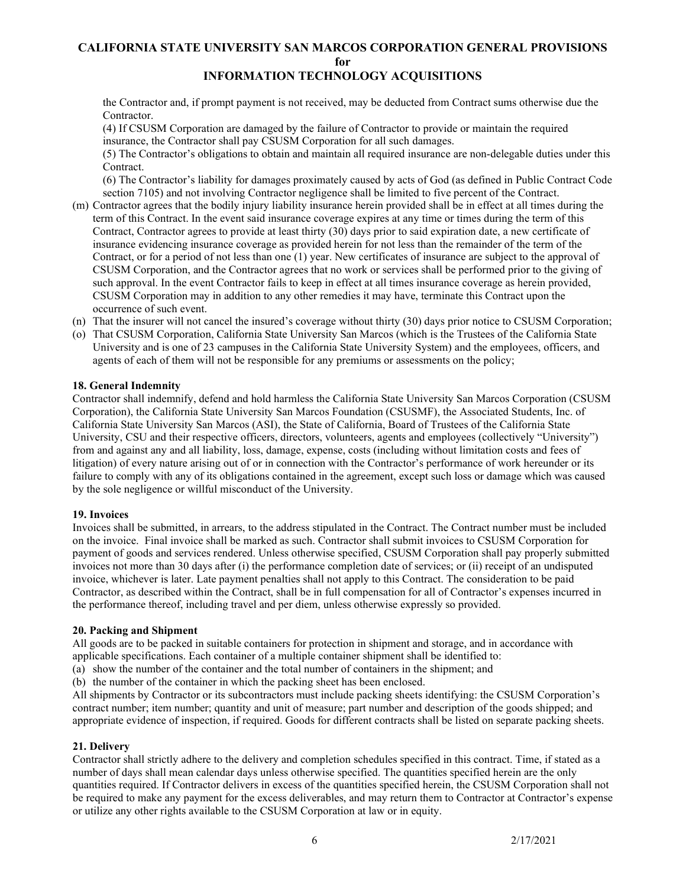the Contractor and, if prompt payment is not received, may be deducted from Contract sums otherwise due the Contractor.

(4) If CSUSM Corporation are damaged by the failure of Contractor to provide or maintain the required insurance, the Contractor shall pay CSUSM Corporation for all such damages.

(5) The Contractor's obligations to obtain and maintain all required insurance are non-delegable duties under this Contract.

(6) The Contractor's liability for damages proximately caused by acts of God (as defined in Public Contract Code section 7105) and not involving Contractor negligence shall be limited to five percent of the Contract.

(m) Contractor agrees that the bodily injury liability insurance herein provided shall be in effect at all times during the term of this Contract. In the event said insurance coverage expires at any time or times during the term of this Contract, Contractor agrees to provide at least thirty (30) days prior to said expiration date, a new certificate of insurance evidencing insurance coverage as provided herein for not less than the remainder of the term of the Contract, or for a period of not less than one (1) year. New certificates of insurance are subject to the approval of CSUSM Corporation, and the Contractor agrees that no work or services shall be performed prior to the giving of such approval. In the event Contractor fails to keep in effect at all times insurance coverage as herein provided, CSUSM Corporation may in addition to any other remedies it may have, terminate this Contract upon the occurrence of such event.

(n) That the insurer will not cancel the insured's coverage without thirty (30) days prior notice to CSUSM Corporation;

(o) That CSUSM Corporation, California State University San Marcos (which is the Trustees of the California State University and is one of 23 campuses in the California State University System) and the employees, officers, and agents of each of them will not be responsible for any premiums or assessments on the policy;

**18. General Indemnity**

Contractor shall indemnify, defend and hold harmless the California State University San Marcos Corporation (CSUSM Corporation), the California State University San Marcos Foundation (CSUSMF), the Associated Students, Inc. of California State University San Marcos (ASI), the State of California, Board of Trustees of the California State University, CSU and their respective officers, directors, volunteers, agents and employees (collectively "University") from and against any and all liability, loss, damage, expense, costs (including without limitation costs and fees of litigation) of every nature arising out of or in connection with the Contractor's performance of work hereunder or its failure to comply with any of its obligations contained in the agreement, except such loss or damage which was caused by the sole negligence or willful misconduct of the University.

**19. Invoices**

Invoices shall be submitted, in arrears, to the address stipulated in the Contract. The Contract number must be included on the invoice. Final invoice shall be marked as such. Contractor shall submit invoices to CSUSM Corporation for payment of goods and services rendered. Unless otherwise specified, CSUSM Corporation shall pay properly submitted invoices not more than 30 days after (i) the performance completion date of services; or (ii) receipt of an undisputed invoice, whichever is later. Late payment penalties shall not apply to this Contract. The consideration to be paid Contractor, as described within the Contract, shall be in full compensation for all of Contractor's expenses incurred in the performance thereof, including travel and per diem, unless otherwise expressly so provided.

**20. Packing and Shipment**

All goods are to be packed in suitable containers for protection in shipment and storage, and in accordance with applicable specifications. Each container of a multiple container shipment shall be identified to:

(a) show the number of the container and the total number of containers in the shipment; and

(b) the number of the container in which the packing sheet has been enclosed.

All shipments by Contractor or its subcontractors must include packing sheets identifying: the CSUSM Corporation's contract number; item number; quantity and unit of measure; part number and description of the goods shipped; and appropriate evidence of inspection, if required. Goods for different contracts shall be listed on separate packing sheets.

**21. Delivery**

Contractor shall strictly adhere to the delivery and completion schedules specified in this contract. Time, if stated as a number of days shall mean calendar days unless otherwise specified. The quantities specified herein are the only quantities required. If Contractor delivers in excess of the quantities specified herein, the CSUSM Corporation shall not be required to make any payment for the excess deliverables, and may return them to Contractor at Contractor's expense or utilize any other rights available to the CSUSM Corporation at law or in equity.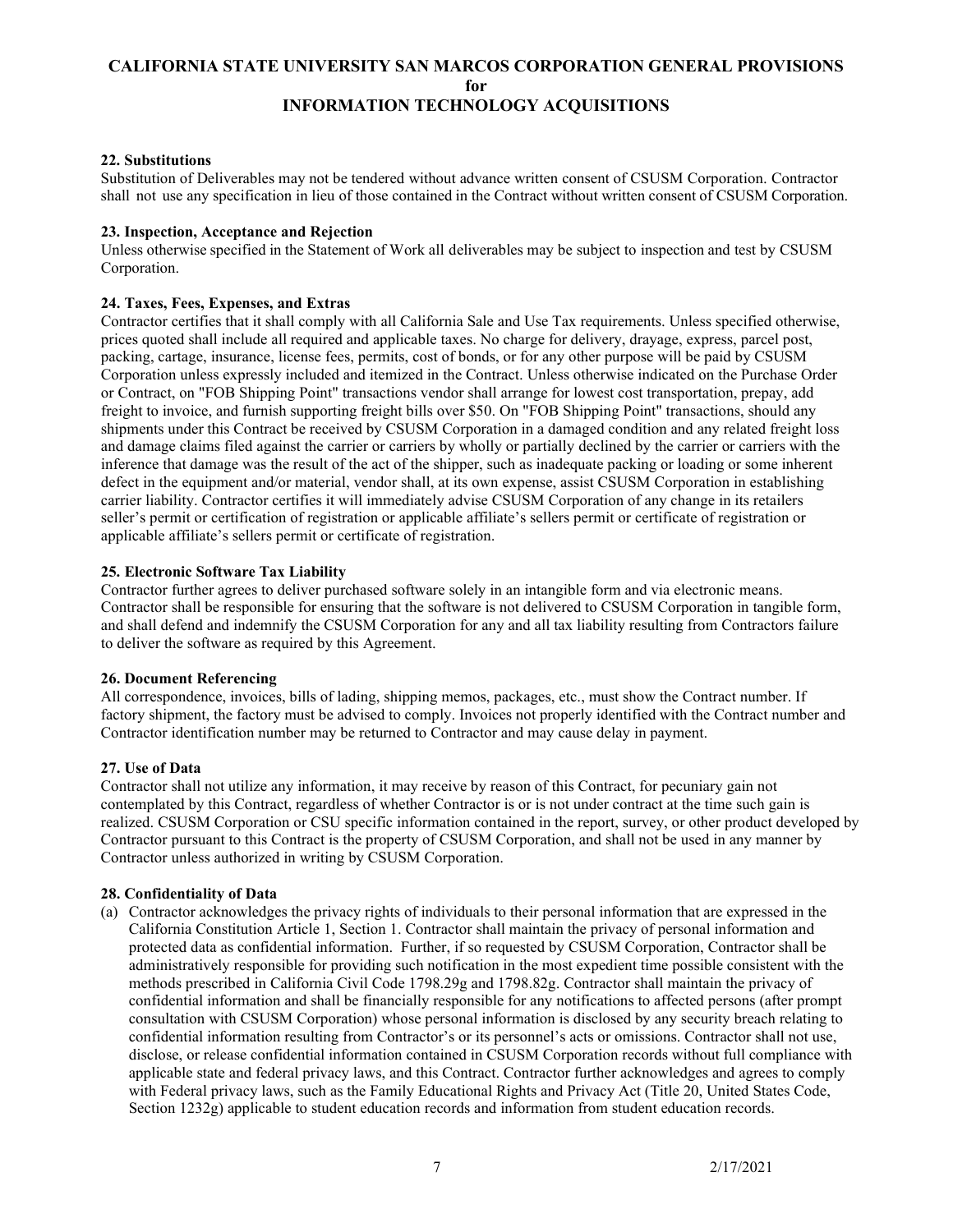## 22. Substitutions

Substitution of Deliverables may not be tendered without advance written consent of CSUSM Corporation. Contractor shall not use any specification in lieu of those contained in the Contract without written consent of CSUSM Corporation.

## 23. Inspection, Acceptance and Rejection

Unless otherwise specified in the Statement of Work all deliverables may be subject to inspection and test by CSUSM Corporation.

## 24. Taxes, Fees, Expenses, and Extras

Contractor certifies that it shall comply with all California Sale and Use Tax requirements. Unless specified otherwise, prices quoted shall include all required and applicable taxes. No charge for delivery, drayage, express, parcel post, packing, cartage, insurance, license fees, permits, cost of bonds, or for any other purpose will be paid by CSUSM Corporation unless expressly included and itemized in the Contract. Unless otherwise indicated on the Purchase Order or Contract, on "FOB Shipping Point" transactions vendor shall arrange for lowest cost transportation, prepay, add freight to invoice, and furnish supporting freight bills over $50. On "FOB Shipping Point" transactions, should any shipments under this Contract be received by CSUSM Corporation in a damaged condition and any related freight loss and damage claims filed against the carrier or carriers by wholly or partially declined by the carrier or carriers with the inference that damage was the result of the act of the shipper, such as inadequate packing or loading or some inherent defect in the equipment and/or material, vendor shall, at its own expense, assist CSUSM Corporation in establishing carrier liability. Contractor certifies it will immediately advise CSUSM Corporation of any change in its retailers seller's permit or certification of registration or applicable affiliate's sellers permit or certificate of registration or applicable affiliate's sellers permit or certificate of registration.

## 25. Electronic Software Tax Liability

Contractor further agrees to deliver purchased software solely in an intangible form and via electronic means. Contractor shall be responsible for ensuring that the software is not delivered to CSUSM Corporation in tangible form, and shall defend and indemnify the CSUSM Corporation for any and all tax liability resulting from Contractors failure to deliver the software as required by this Agreement.

## 26. Document Referencing

All correspondence, invoices, bills of lading, shipping memos, packages, etc., must show the Contract number. If factory shipment, the factory must be advised to comply. Invoices not properly identified with the Contract number and Contractor identification number may be returned to Contractor and may cause delay in payment.

## 27. Use of Data

Contractor shall not utilize any information, it may receive by reason of this Contract, for pecuniary gain not contemplated by this Contract, regardless of whether Contractor is or is not under contract at the time such gain is realized. CSUSM Corporation or CSU specific information contained in the report, survey, or other product developed by Contractor pursuant to this Contract is the property of CSUSM Corporation, and shall not be used in any manner by Contractor unless authorized in writing by CSUSM Corporation.

## 28. Confidentiality of Data

(a) Contractor acknowledges the privacy rights of individuals to their personal information that are expressed in the California Constitution Article 1, Section 1. Contractor shall maintain the privacy of personal information and protected data as confidential information. Further, if so requested by CSUSM Corporation, Contractor shall be administratively responsible for providing such notification in the most expedient time possible consistent with the methods prescribed in California Civil Code 1798.29g and 1798.82g. Contractor shall maintain the privacy of confidential information and shall be financially responsible for any notifications to affected persons (after prompt consultation with CSUSM Corporation) whose personal information is disclosed by any security breach relating to confidential information resulting from Contractor's or its personnel's acts or omissions. Contractor shall not use, disclose, or release confidential information contained in CSUSM Corporation records without full compliance with applicable state and federal privacy laws, and this Contract. Contractor further acknowledges and agrees to comply with Federal privacy laws, such as the Family Educational Rights and Privacy Act (Title 20, United States Code, Section 1232g) applicable to student education records and information from student education records.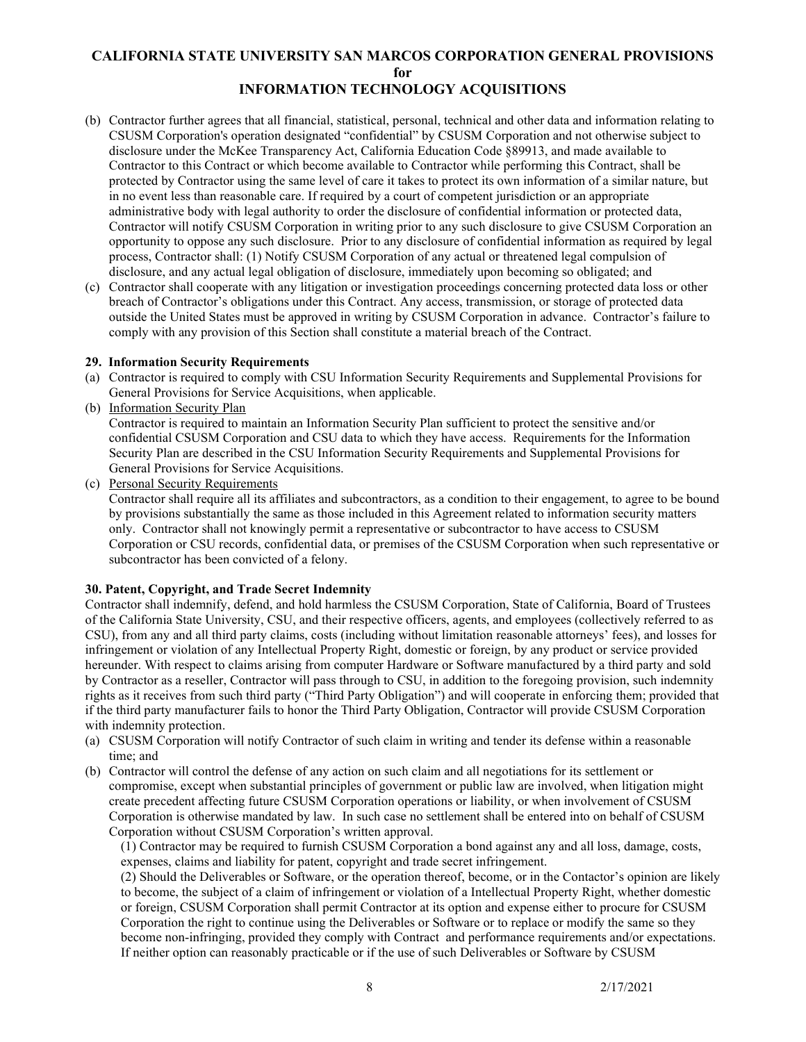(b) Contractor further agrees that all financial, statistical, personal, technical and other data and information relating to CSUSM Corporation's operation designated "confidential" by CSUSM Corporation and not otherwise subject to disclosure under the McKee Transparency Act, California Education Code §89913, and made available to Contractor to this Contract or which become available to Contractor while performing this Contract, shall be protected by Contractor using the same level of care it takes to protect its own information of a similar nature, but in no event less than reasonable care. If required by a court of competent jurisdiction or an appropriate administrative body with legal authority to order the disclosure of confidential information or protected data, Contractor will notify CSUSM Corporation in writing prior to any such disclosure to give CSUSM Corporation an opportunity to oppose any such disclosure. Prior to any disclosure of confidential information as required by legal process, Contractor shall: (1) Notify CSUSM Corporation of any actual or threatened legal compulsion of disclosure, and any actual legal obligation of disclosure, immediately upon becoming so obligated; and

(c) Contractor shall cooperate with any litigation or investigation proceedings concerning protected data loss or other breach of Contractor's obligations under this Contract. Any access, transmission, or storage of protected data outside the United States must be approved in writing by CSUSM Corporation in advance. Contractor's failure to comply with any provision of this Section shall constitute a material breach of the Contract.

**29. Information Security Requirements**

(a) Contractor is required to comply with CSU Information Security Requirements and Supplemental Provisions for General Provisions for Service Acquisitions, when applicable.

(b) Information Security Plan
Contractor is required to maintain an Information Security Plan sufficient to protect the sensitive and/or confidential CSUSM Corporation and CSU data to which they have access. Requirements for the Information Security Plan are described in the CSU Information Security Requirements and Supplemental Provisions for General Provisions for Service Acquisitions.

(c) Personal Security Requirements
Contractor shall require all its affiliates and subcontractors, as a condition to their engagement, to agree to be bound by provisions substantially the same as those included in this Agreement related to information security matters only. Contractor shall not knowingly permit a representative or subcontractor to have access to CSUSM Corporation or CSU records, confidential data, or premises of the CSUSM Corporation when such representative or subcontractor has been convicted of a felony.

**30. Patent, Copyright, and Trade Secret Indemnity**

Contractor shall indemnify, defend, and hold harmless the CSUSM Corporation, State of California, Board of Trustees of the California State University, CSU, and their respective officers, agents, and employees (collectively referred to as CSU), from any and all third party claims, costs (including without limitation reasonable attorneys' fees), and losses for infringement or violation of any Intellectual Property Right, domestic or foreign, by any product or service provided hereunder. With respect to claims arising from computer Hardware or Software manufactured by a third party and sold by Contractor as a reseller, Contractor will pass through to CSU, in addition to the foregoing provision, such indemnity rights as it receives from such third party ("Third Party Obligation") and will cooperate in enforcing them; provided that if the third party manufacturer fails to honor the Third Party Obligation, Contractor will provide CSUSM Corporation with indemnity protection.

(a) CSUSM Corporation will notify Contractor of such claim in writing and tender its defense within a reasonable time; and

(b) Contractor will control the defense of any action on such claim and all negotiations for its settlement or compromise, except when substantial principles of government or public law are involved, when litigation might create precedent affecting future CSUSM Corporation operations or liability, or when involvement of CSUSM Corporation is otherwise mandated by law. In such case no settlement shall be entered into on behalf of CSUSM Corporation without CSUSM Corporation's written approval.

 (1) Contractor may be required to furnish CSUSM Corporation a bond against any and all loss, damage, costs, expenses, claims and liability for patent, copyright and trade secret infringement.

 (2) Should the Deliverables or Software, or the operation thereof, become, or in the Contactor's opinion are likely to become, the subject of a claim of infringement or violation of a Intellectual Property Right, whether domestic or foreign, CSUSM Corporation shall permit Contractor at its option and expense either to procure for CSUSM Corporation the right to continue using the Deliverables or Software or to replace or modify the same so they become non-infringing, provided they comply with Contract and performance requirements and/or expectations. If neither option can reasonably practicable or if the use of such Deliverables or Software by CSUSM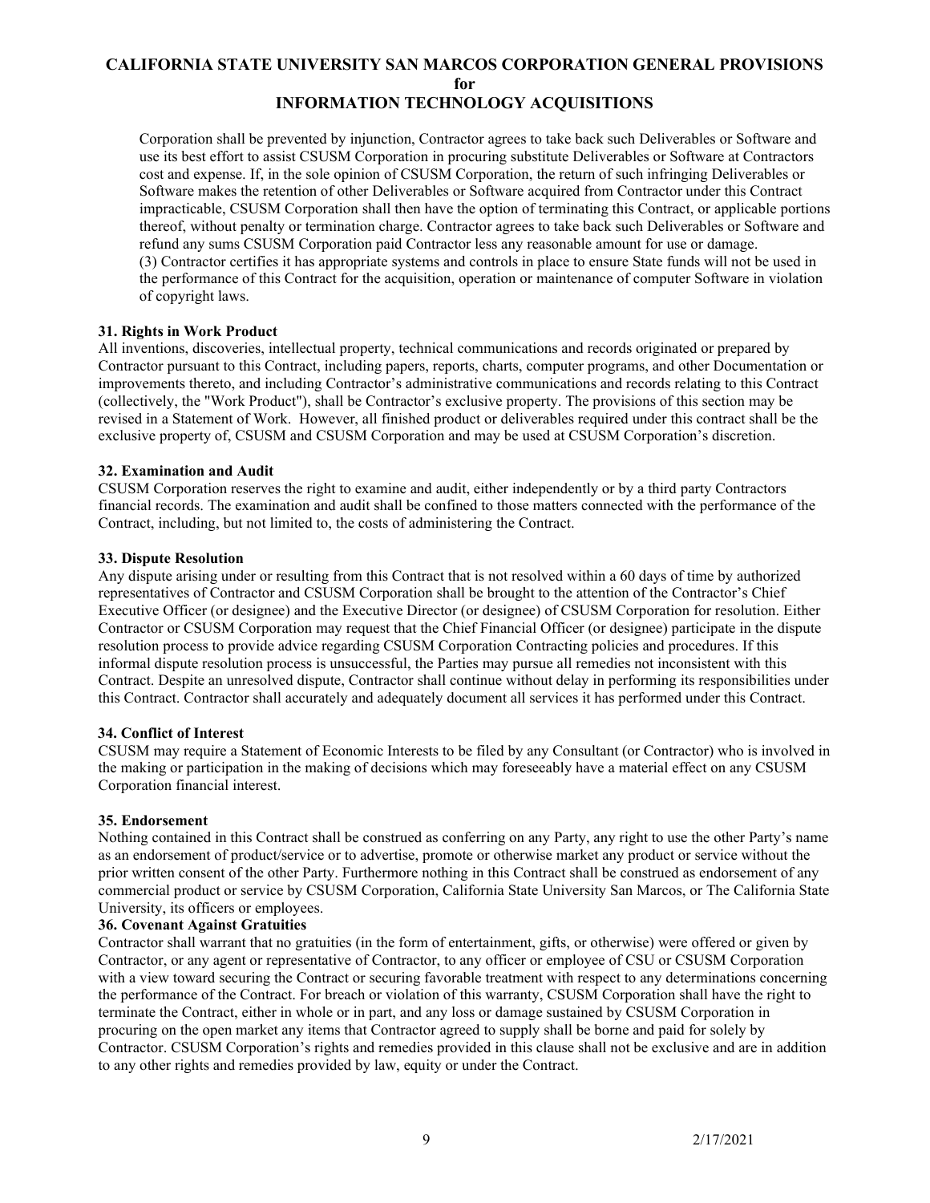Corporation shall be prevented by injunction, Contractor agrees to take back such Deliverables or Software and use its best effort to assist CSUSM Corporation in procuring substitute Deliverables or Software at Contractors cost and expense. If, in the sole opinion of CSUSM Corporation, the return of such infringing Deliverables or Software makes the retention of other Deliverables or Software acquired from Contractor under this Contract impracticable, CSUSM Corporation shall then have the option of terminating this Contract, or applicable portions thereof, without penalty or termination charge. Contractor agrees to take back such Deliverables or Software and refund any sums CSUSM Corporation paid Contractor less any reasonable amount for use or damage.
(3) Contractor certifies it has appropriate systems and controls in place to ensure State funds will not be used in the performance of this Contract for the acquisition, operation or maintenance of computer Software in violation of copyright laws.

**31. Rights in Work Product**

All inventions, discoveries, intellectual property, technical communications and records originated or prepared by Contractor pursuant to this Contract, including papers, reports, charts, computer programs, and other Documentation or improvements thereto, and including Contractor's administrative communications and records relating to this Contract (collectively, the "Work Product"), shall be Contractor's exclusive property. The provisions of this section may be revised in a Statement of Work. However, all finished product or deliverables required under this contract shall be the exclusive property of, CSUSM and CSUSM Corporation and may be used at CSUSM Corporation's discretion.

**32. Examination and Audit**

CSUSM Corporation reserves the right to examine and audit, either independently or by a third party Contractors financial records. The examination and audit shall be confined to those matters connected with the performance of the Contract, including, but not limited to, the costs of administering the Contract.

**33. Dispute Resolution**

Any dispute arising under or resulting from this Contract that is not resolved within a 60 days of time by authorized representatives of Contractor and CSUSM Corporation shall be brought to the attention of the Contractor's Chief Executive Officer (or designee) and the Executive Director (or designee) of CSUSM Corporation for resolution. Either Contractor or CSUSM Corporation may request that the Chief Financial Officer (or designee) participate in the dispute resolution process to provide advice regarding CSUSM Corporation Contracting policies and procedures. If this informal dispute resolution process is unsuccessful, the Parties may pursue all remedies not inconsistent with this Contract. Despite an unresolved dispute, Contractor shall continue without delay in performing its responsibilities under this Contract. Contractor shall accurately and adequately document all services it has performed under this Contract.

**34. Conflict of Interest**

CSUSM may require a Statement of Economic Interests to be filed by any Consultant (or Contractor) who is involved in the making or participation in the making of decisions which may foreseeably have a material effect on any CSUSM Corporation financial interest.

**35. Endorsement**

Nothing contained in this Contract shall be construed as conferring on any Party, any right to use the other Party's name as an endorsement of product/service or to advertise, promote or otherwise market any product or service without the prior written consent of the other Party. Furthermore nothing in this Contract shall be construed as endorsement of any commercial product or service by CSUSM Corporation, California State University San Marcos, or The California State University, its officers or employees.

**36. Covenant Against Gratuities**

Contractor shall warrant that no gratuities (in the form of entertainment, gifts, or otherwise) were offered or given by Contractor, or any agent or representative of Contractor, to any officer or employee of CSU or CSUSM Corporation with a view toward securing the Contract or securing favorable treatment with respect to any determinations concerning the performance of the Contract. For breach or violation of this warranty, CSUSM Corporation shall have the right to terminate the Contract, either in whole or in part, and any loss or damage sustained by CSUSM Corporation in procuring on the open market any items that Contractor agreed to supply shall be borne and paid for solely by Contractor. CSUSM Corporation's rights and remedies provided in this clause shall not be exclusive and are in addition to any other rights and remedies provided by law, equity or under the Contract.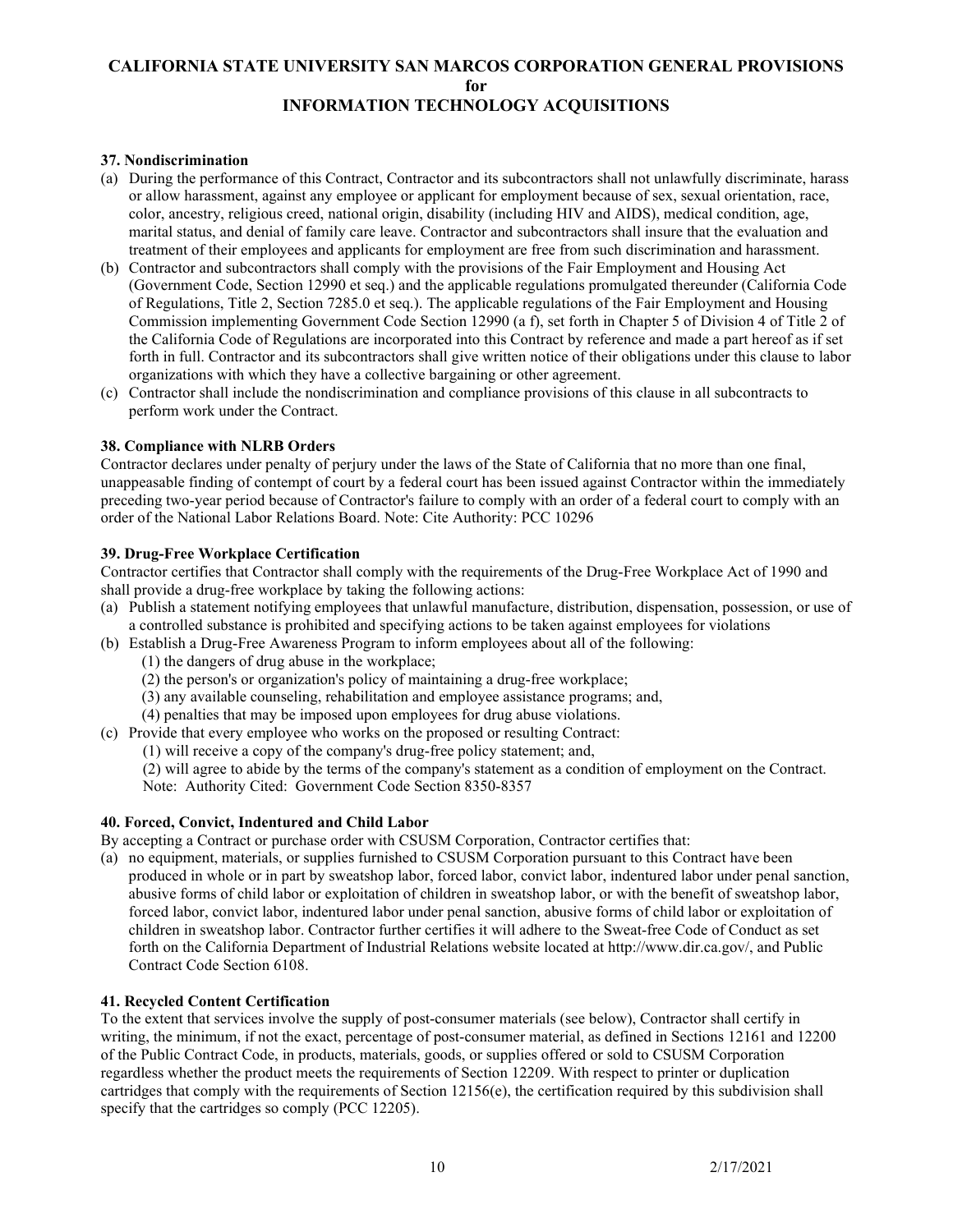### 37. Nondiscrimination

(a) During the performance of this Contract, Contractor and its subcontractors shall not unlawfully discriminate, harass or allow harassment, against any employee or applicant for employment because of sex, sexual orientation, race, color, ancestry, religious creed, national origin, disability (including HIV and AIDS), medical condition, age, marital status, and denial of family care leave. Contractor and subcontractors shall insure that the evaluation and treatment of their employees and applicants for employment are free from such discrimination and harassment.

(b) Contractor and subcontractors shall comply with the provisions of the Fair Employment and Housing Act (Government Code, Section 12990 et seq.) and the applicable regulations promulgated thereunder (California Code of Regulations, Title 2, Section 7285.0 et seq.). The applicable regulations of the Fair Employment and Housing Commission implementing Government Code Section 12990 (a f), set forth in Chapter 5 of Division 4 of Title 2 of the California Code of Regulations are incorporated into this Contract by reference and made a part hereof as if set forth in full. Contractor and its subcontractors shall give written notice of their obligations under this clause to labor organizations with which they have a collective bargaining or other agreement.

(c) Contractor shall include the nondiscrimination and compliance provisions of this clause in all subcontracts to perform work under the Contract.

### 38. Compliance with NLRB Orders

Contractor declares under penalty of perjury under the laws of the State of California that no more than one final, unappeasable finding of contempt of court by a federal court has been issued against Contractor within the immediately preceding two-year period because of Contractor's failure to comply with an order of a federal court to comply with an order of the National Labor Relations Board. Note: Cite Authority: PCC 10296

### 39. Drug-Free Workplace Certification

Contractor certifies that Contractor shall comply with the requirements of the Drug-Free Workplace Act of 1990 and shall provide a drug-free workplace by taking the following actions:

(a) Publish a statement notifying employees that unlawful manufacture, distribution, dispensation, possession, or use of a controlled substance is prohibited and specifying actions to be taken against employees for violations

(b) Establish a Drug-Free Awareness Program to inform employees about all of the following:
   - (1) the dangers of drug abuse in the workplace;
   - (2) the person's or organization's policy of maintaining a drug-free workplace;
   - (3) any available counseling, rehabilitation and employee assistance programs; and,
   - (4) penalties that may be imposed upon employees for drug abuse violations.

(c) Provide that every employee who works on the proposed or resulting Contract:
   - (1) will receive a copy of the company's drug-free policy statement; and,
   - (2) will agree to abide by the terms of the company's statement as a condition of employment on the Contract.

   Note: Authority Cited: Government Code Section 8350-8357

### 40. Forced, Convict, Indentured and Child Labor

By accepting a Contract or purchase order with CSUSM Corporation, Contractor certifies that:

(a) no equipment, materials, or supplies furnished to CSUSM Corporation pursuant to this Contract have been produced in whole or in part by sweatshop labor, forced labor, convict labor, indentured labor under penal sanction, abusive forms of child labor or exploitation of children in sweatshop labor, or with the benefit of sweatshop labor, forced labor, convict labor, indentured labor under penal sanction, abusive forms of child labor or exploitation of children in sweatshop labor. Contractor further certifies it will adhere to the Sweat-free Code of Conduct as set forth on the California Department of Industrial Relations website located at http://www.dir.ca.gov/, and Public Contract Code Section 6108.

### 41. Recycled Content Certification

To the extent that services involve the supply of post-consumer materials (see below), Contractor shall certify in writing, the minimum, if not the exact, percentage of post-consumer material, as defined in Sections 12161 and 12200 of the Public Contract Code, in products, materials, goods, or supplies offered or sold to CSUSM Corporation regardless whether the product meets the requirements of Section 12209. With respect to printer or duplication cartridges that comply with the requirements of Section 12156(e), the certification required by this subdivision shall specify that the cartridges so comply (PCC 12205).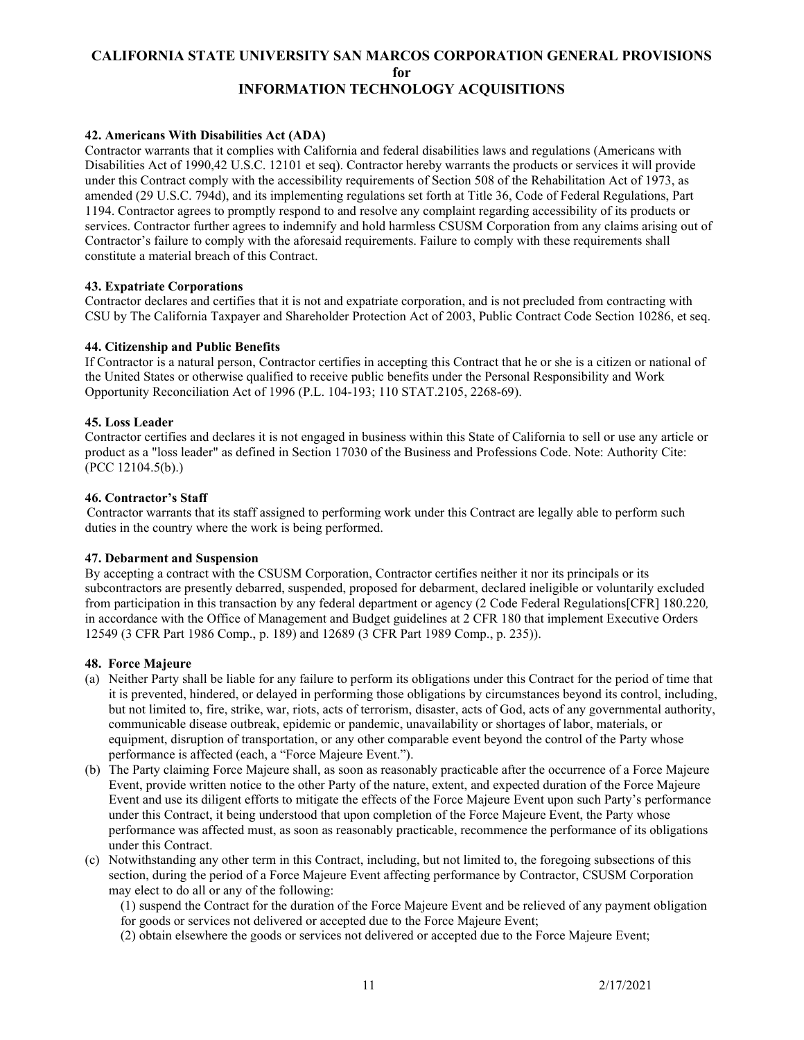**42. Americans With Disabilities Act (ADA)**

Contractor warrants that it complies with California and federal disabilities laws and regulations (Americans with Disabilities Act of 1990,42 U.S.C. 12101 et seq). Contractor hereby warrants the products or services it will provide under this Contract comply with the accessibility requirements of Section 508 of the Rehabilitation Act of 1973, as amended (29 U.S.C. 794d), and its implementing regulations set forth at Title 36, Code of Federal Regulations, Part 1194. Contractor agrees to promptly respond to and resolve any complaint regarding accessibility of its products or services. Contractor further agrees to indemnify and hold harmless CSUSM Corporation from any claims arising out of Contractor's failure to comply with the aforesaid requirements. Failure to comply with these requirements shall constitute a material breach of this Contract.

**43. Expatriate Corporations**

Contractor declares and certifies that it is not and expatriate corporation, and is not precluded from contracting with CSU by The California Taxpayer and Shareholder Protection Act of 2003, Public Contract Code Section 10286, et seq.

**44. Citizenship and Public Benefits**

If Contractor is a natural person, Contractor certifies in accepting this Contract that he or she is a citizen or national of the United States or otherwise qualified to receive public benefits under the Personal Responsibility and Work Opportunity Reconciliation Act of 1996 (P.L. 104-193; 110 STAT.2105, 2268-69).

**45. Loss Leader**

Contractor certifies and declares it is not engaged in business within this State of California to sell or use any article or product as a "loss leader" as defined in Section 17030 of the Business and Professions Code. Note: Authority Cite: (PCC 12104.5(b).)

**46. Contractor's Staff**

Contractor warrants that its staff assigned to performing work under this Contract are legally able to perform such duties in the country where the work is being performed.

**47. Debarment and Suspension**

By accepting a contract with the CSUSM Corporation, Contractor certifies neither it nor its principals or its subcontractors are presently debarred, suspended, proposed for debarment, declared ineligible or voluntarily excluded from participation in this transaction by any federal department or agency (2 Code Federal Regulations[CFR] 180.220*,* in accordance with the Office of Management and Budget guidelines at 2 CFR 180 that implement Executive Orders 12549 (3 CFR Part 1986 Comp., p. 189) and 12689 (3 CFR Part 1989 Comp., p. 235)).

**48. Force Majeure**

(a) Neither Party shall be liable for any failure to perform its obligations under this Contract for the period of time that it is prevented, hindered, or delayed in performing those obligations by circumstances beyond its control, including, but not limited to, fire, strike, war, riots, acts of terrorism, disaster, acts of God, acts of any governmental authority, communicable disease outbreak, epidemic or pandemic, unavailability or shortages of labor, materials, or equipment, disruption of transportation, or any other comparable event beyond the control of the Party whose performance is affected (each, a "Force Majeure Event.").

(b) The Party claiming Force Majeure shall, as soon as reasonably practicable after the occurrence of a Force Majeure Event, provide written notice to the other Party of the nature, extent, and expected duration of the Force Majeure Event and use its diligent efforts to mitigate the effects of the Force Majeure Event upon such Party's performance under this Contract, it being understood that upon completion of the Force Majeure Event, the Party whose performance was affected must, as soon as reasonably practicable, recommence the performance of its obligations under this Contract.

(c) Notwithstanding any other term in this Contract, including, but not limited to, the foregoing subsections of this section, during the period of a Force Majeure Event affecting performance by Contractor, CSUSM Corporation may elect to do all or any of the following:

(1) suspend the Contract for the duration of the Force Majeure Event and be relieved of any payment obligation for goods or services not delivered or accepted due to the Force Majeure Event;

(2) obtain elsewhere the goods or services not delivered or accepted due to the Force Majeure Event;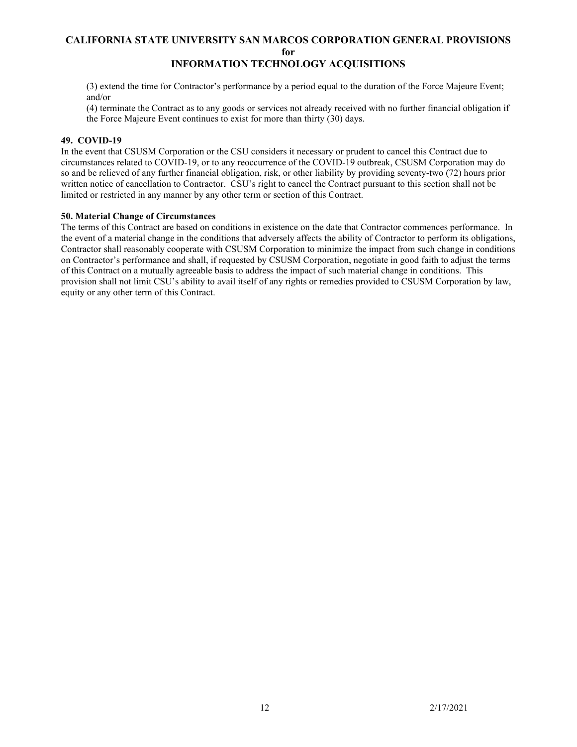(3) extend the time for Contractor's performance by a period equal to the duration of the Force Majeure Event; and/or

(4) terminate the Contract as to any goods or services not already received with no further financial obligation if the Force Majeure Event continues to exist for more than thirty (30) days.

**49. COVID-19**

In the event that CSUSM Corporation or the CSU considers it necessary or prudent to cancel this Contract due to circumstances related to COVID-19, or to any reoccurrence of the COVID-19 outbreak, CSUSM Corporation may do so and be relieved of any further financial obligation, risk, or other liability by providing seventy-two (72) hours prior written notice of cancellation to Contractor. CSU's right to cancel the Contract pursuant to this section shall not be limited or restricted in any manner by any other term or section of this Contract.

**50. Material Change of Circumstances**

The terms of this Contract are based on conditions in existence on the date that Contractor commences performance. In the event of a material change in the conditions that adversely affects the ability of Contractor to perform its obligations, Contractor shall reasonably cooperate with CSUSM Corporation to minimize the impact from such change in conditions on Contractor's performance and shall, if requested by CSUSM Corporation, negotiate in good faith to adjust the terms of this Contract on a mutually agreeable basis to address the impact of such material change in conditions. This provision shall not limit CSU's ability to avail itself of any rights or remedies provided to CSUSM Corporation by law, equity or any other term of this Contract.